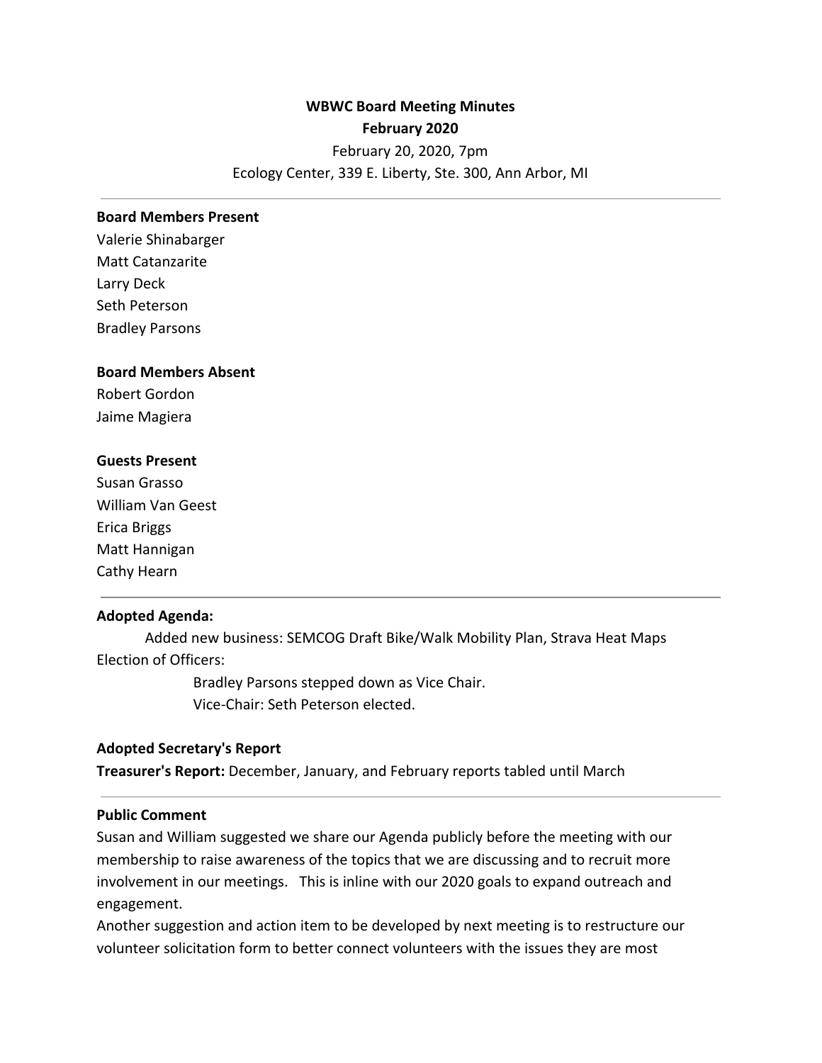# WBWC Board Meeting Minutes
## February 2020

February 20, 2020, 7pm
Ecology Center, 339 E. Liberty, Ste. 300, Ann Arbor, MI

---

**Board Members Present**
Valerie Shinabarger
Matt Catanzarite
Larry Deck
Seth Peterson
Bradley Parsons

**Board Members Absent**
Robert Gordon
Jaime Magiera

**Guests Present**
Susan Grasso
William Van Geest
Erica Briggs
Matt Hannigan
Cathy Hearn

---

**Adopted Agenda:**
Added new business: SEMCOG Draft Bike/Walk Mobility Plan, Strava Heat Maps
Election of Officers:
Bradley Parsons stepped down as Vice Chair.
Vice-Chair: Seth Peterson elected.

**Adopted Secretary's Report**
**Treasurer's Report:** December, January, and February reports tabled until March

---

**Public Comment**
Susan and William suggested we share our Agenda publicly before the meeting with our membership to raise awareness of the topics that we are discussing and to recruit more involvement in our meetings. This is inline with our 2020 goals to expand outreach and engagement.
Another suggestion and action item to be developed by next meeting is to restructure our volunteer solicitation form to better connect volunteers with the issues they are most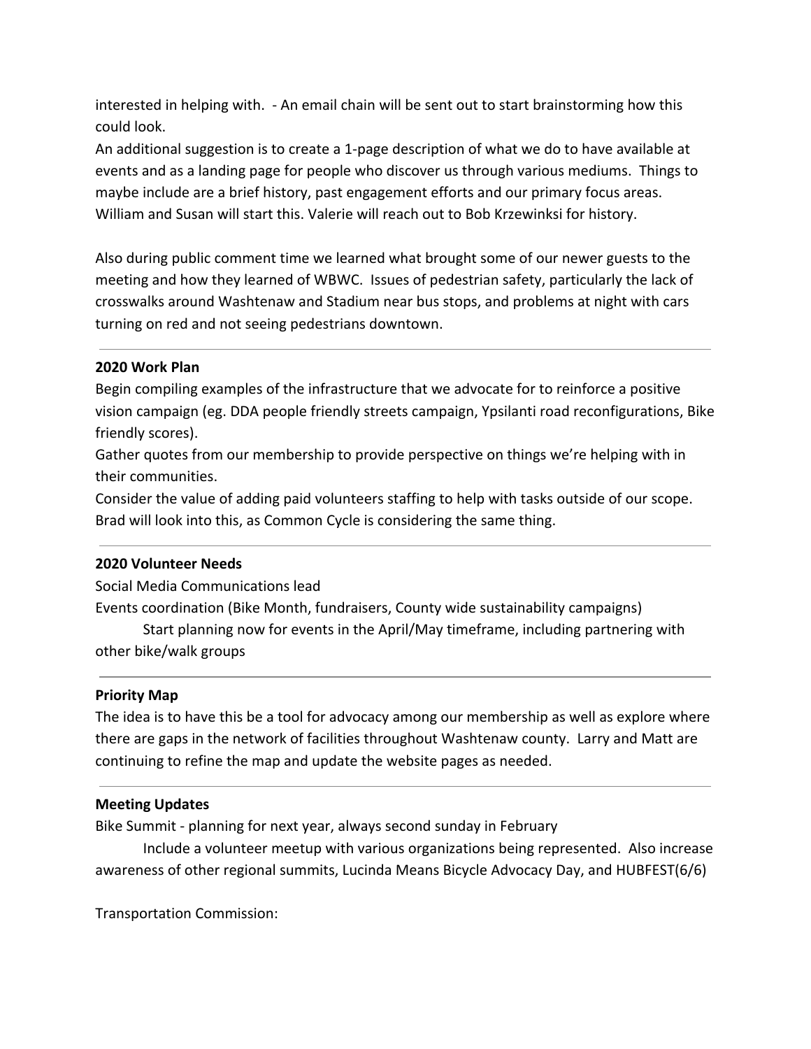interested in helping with. - An email chain will be sent out to start brainstorming how this could look.

An additional suggestion is to create a 1-page description of what we do to have available at events and as a landing page for people who discover us through various mediums. Things to maybe include are a brief history, past engagement efforts and our primary focus areas. William and Susan will start this. Valerie will reach out to Bob Krzewinksi for history.

Also during public comment time we learned what brought some of our newer guests to the meeting and how they learned of WBWC. Issues of pedestrian safety, particularly the lack of crosswalks around Washtenaw and Stadium near bus stops, and problems at night with cars turning on red and not seeing pedestrians downtown.

---

**2020 Work Plan**

Begin compiling examples of the infrastructure that we advocate for to reinforce a positive vision campaign (eg. DDA people friendly streets campaign, Ypsilanti road reconfigurations, Bike friendly scores).

Gather quotes from our membership to provide perspective on things we're helping with in their communities.

Consider the value of adding paid volunteers staffing to help with tasks outside of our scope. Brad will look into this, as Common Cycle is considering the same thing.

---

**2020 Volunteer Needs**

Social Media Communications lead

Events coordination (Bike Month, fundraisers, County wide sustainability campaigns)

Start planning now for events in the April/May timeframe, including partnering with other bike/walk groups

---

**Priority Map**

The idea is to have this be a tool for advocacy among our membership as well as explore where there are gaps in the network of facilities throughout Washtenaw county. Larry and Matt are continuing to refine the map and update the website pages as needed.

---

**Meeting Updates**

Bike Summit - planning for next year, always second sunday in February

Include a volunteer meetup with various organizations being represented. Also increase awareness of other regional summits, Lucinda Means Bicycle Advocacy Day, and HUBFEST(6/6)

Transportation Commission: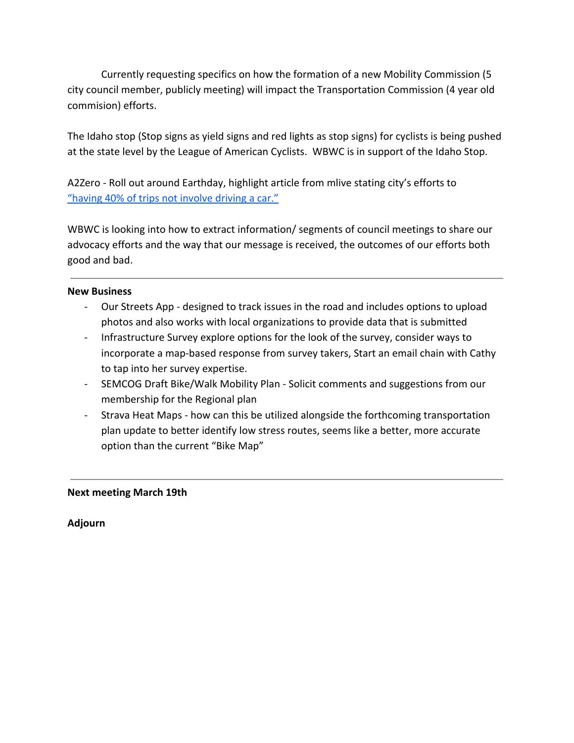Currently requesting specifics on how the formation of a new Mobility Commission (5 city council member, publicly meeting) will impact the Transportation Commission (4 year old commision) efforts.

The Idaho stop (Stop signs as yield signs and red lights as stop signs) for cyclists is being pushed at the state level by the League of American Cyclists. WBWC is in support of the Idaho Stop.

A2Zero - Roll out around Earthday, highlight article from mlive stating city's efforts to "having 40% of trips not involve driving a car."

WBWC is looking into how to extract information/ segments of council meetings to share our advocacy efforts and the way that our message is received, the outcomes of our efforts both good and bad.

---

**New Business**

- Our Streets App - designed to track issues in the road and includes options to upload photos and also works with local organizations to provide data that is submitted
- Infrastructure Survey explore options for the look of the survey, consider ways to incorporate a map-based response from survey takers, Start an email chain with Cathy to tap into her survey expertise.
- SEMCOG Draft Bike/Walk Mobility Plan - Solicit comments and suggestions from our membership for the Regional plan
- Strava Heat Maps - how can this be utilized alongside the forthcoming transportation plan update to better identify low stress routes, seems like a better, more accurate option than the current "Bike Map"

---

**Next meeting March 19th**

**Adjourn**